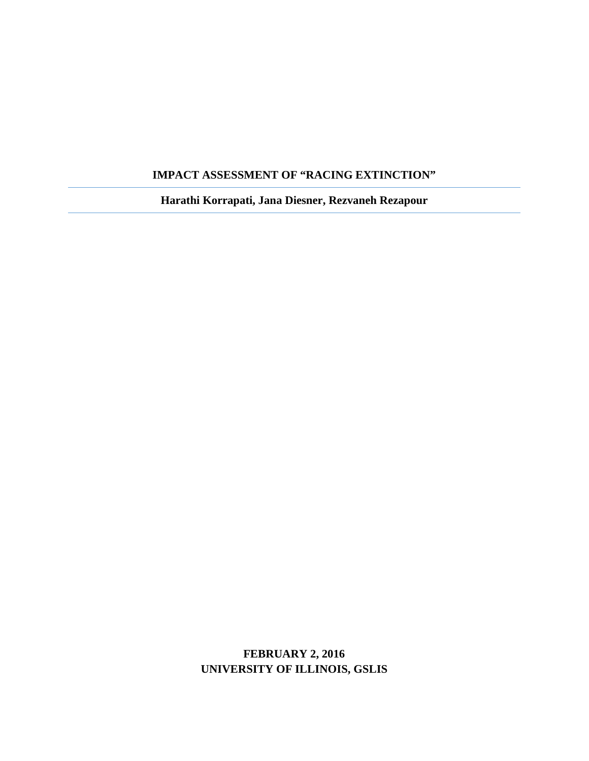# IMPACT ASSESSMENT OF "RACING EXTINCTION"

---

**Harathi Korrapati, Jana Diesner, Rezvaneh Rezapour**

---

**FEBRUARY 2, 2016**
**UNIVERSITY OF ILLINOIS, GSLIS**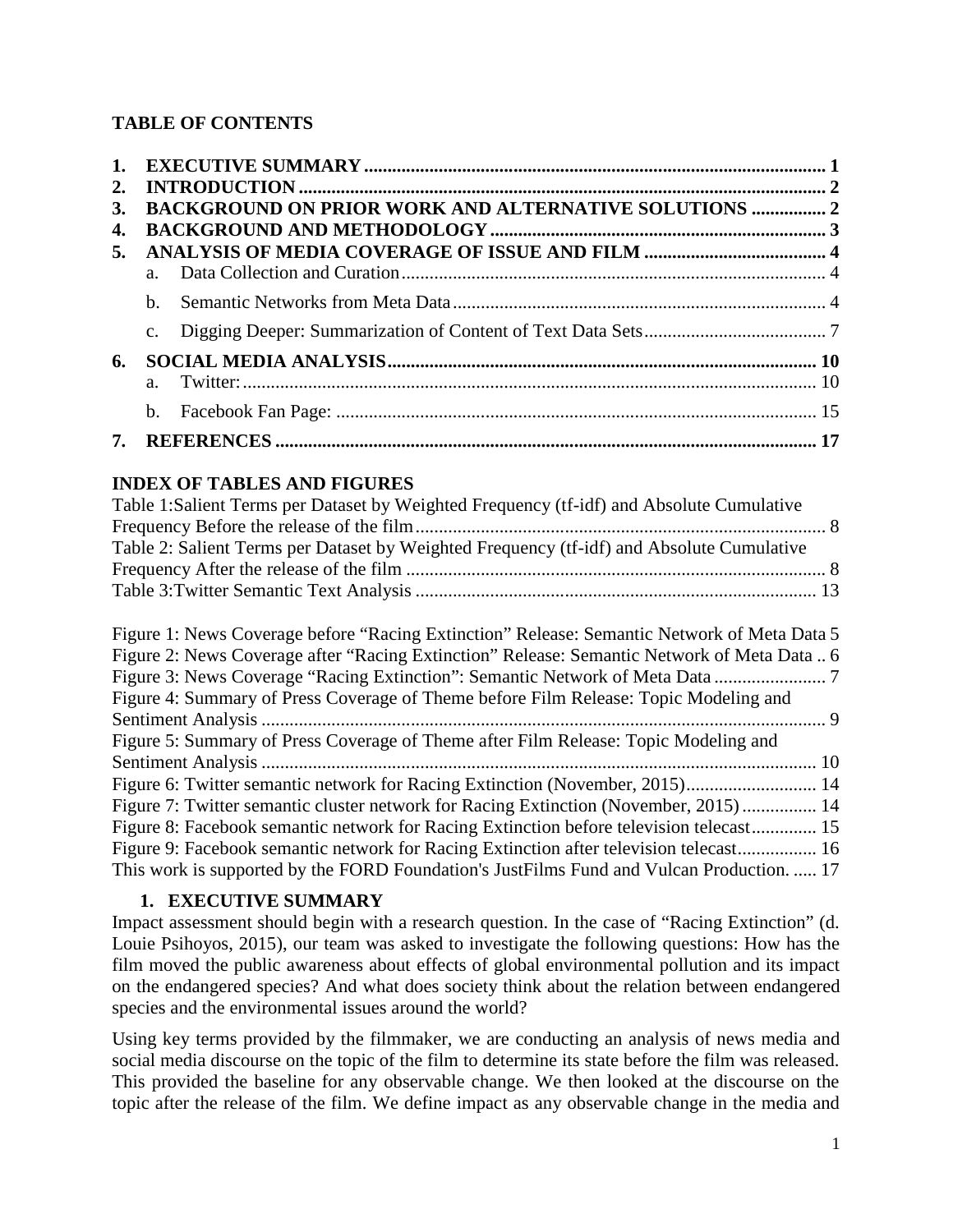**TABLE OF CONTENTS**

1. **EXECUTIVE SUMMARY** ..... 1
2. **INTRODUCTION** ..... 2
3. **BACKGROUND ON PRIOR WORK AND ALTERNATIVE SOLUTIONS** ..... 2
4. **BACKGROUND AND METHODOLOGY** ..... 3
5. **ANALYSIS OF MEDIA COVERAGE OF ISSUE AND FILM** ..... 4
   a. Data Collection and Curation ..... 4
   b. Semantic Networks from Meta Data ..... 4
   c. Digging Deeper: Summarization of Content of Text Data Sets ..... 7
6. **SOCIAL MEDIA ANALYSIS** ..... 10
   a. Twitter: ..... 10
   b. Facebook Fan Page: ..... 15
7. **REFERENCES** ..... 17

**INDEX OF TABLES AND FIGURES**

Table 1:Salient Terms per Dataset by Weighted Frequency (tf-idf) and Absolute Cumulative Frequency Before the release of the film ..... 8
Table 2: Salient Terms per Dataset by Weighted Frequency (tf-idf) and Absolute Cumulative Frequency After the release of the film ..... 8
Table 3:Twitter Semantic Text Analysis ..... 13

Figure 1: News Coverage before "Racing Extinction" Release: Semantic Network of Meta Data 5
Figure 2: News Coverage after "Racing Extinction" Release: Semantic Network of Meta Data .. 6
Figure 3: News Coverage "Racing Extinction": Semantic Network of Meta Data ..... 7
Figure 4: Summary of Press Coverage of Theme before Film Release: Topic Modeling and Sentiment Analysis ..... 9
Figure 5: Summary of Press Coverage of Theme after Film Release: Topic Modeling and Sentiment Analysis ..... 10
Figure 6: Twitter semantic network for Racing Extinction (November, 2015) ..... 14
Figure 7: Twitter semantic cluster network for Racing Extinction (November, 2015) ..... 14
Figure 8: Facebook semantic network for Racing Extinction before television telecast ..... 15
Figure 9: Facebook semantic network for Racing Extinction after television telecast ..... 16
This work is supported by the FORD Foundation's JustFilms Fund and Vulcan Production. ..... 17

## 1. EXECUTIVE SUMMARY

Impact assessment should begin with a research question. In the case of "Racing Extinction" (d. Louie Psihoyos, 2015), our team was asked to investigate the following questions: How has the film moved the public awareness about effects of global environmental pollution and its impact on the endangered species? And what does society think about the relation between endangered species and the environmental issues around the world?

Using key terms provided by the filmmaker, we are conducting an analysis of news media and social media discourse on the topic of the film to determine its state before the film was released. This provided the baseline for any observable change. We then looked at the discourse on the topic after the release of the film. We define impact as any observable change in the media and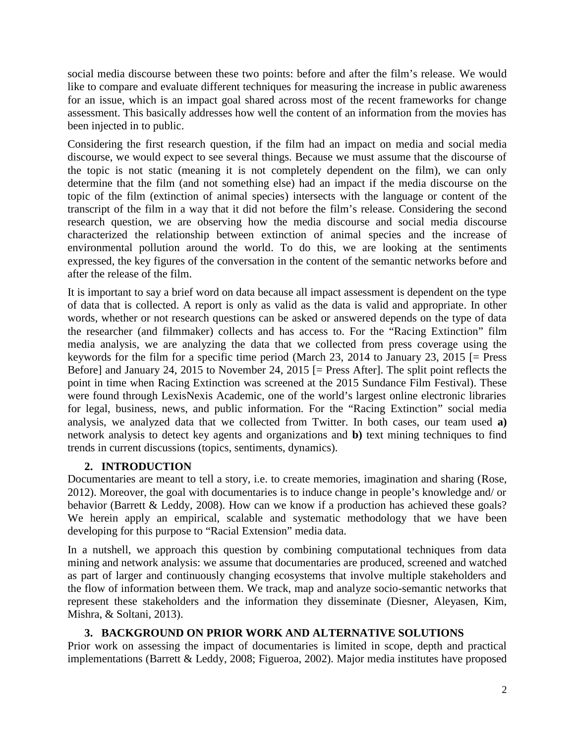social media discourse between these two points: before and after the film's release. We would like to compare and evaluate different techniques for measuring the increase in public awareness for an issue, which is an impact goal shared across most of the recent frameworks for change assessment. This basically addresses how well the content of an information from the movies has been injected in to public.

Considering the first research question, if the film had an impact on media and social media discourse, we would expect to see several things. Because we must assume that the discourse of the topic is not static (meaning it is not completely dependent on the film), we can only determine that the film (and not something else) had an impact if the media discourse on the topic of the film (extinction of animal species) intersects with the language or content of the transcript of the film in a way that it did not before the film's release. Considering the second research question, we are observing how the media discourse and social media discourse characterized the relationship between extinction of animal species and the increase of environmental pollution around the world. To do this, we are looking at the sentiments expressed, the key figures of the conversation in the content of the semantic networks before and after the release of the film.

It is important to say a brief word on data because all impact assessment is dependent on the type of data that is collected. A report is only as valid as the data is valid and appropriate. In other words, whether or not research questions can be asked or answered depends on the type of data the researcher (and filmmaker) collects and has access to. For the "Racing Extinction" film media analysis, we are analyzing the data that we collected from press coverage using the keywords for the film for a specific time period (March 23, 2014 to January 23, 2015 [= Press Before] and January 24, 2015 to November 24, 2015 [= Press After]. The split point reflects the point in time when Racing Extinction was screened at the 2015 Sundance Film Festival). These were found through LexisNexis Academic, one of the world's largest online electronic libraries for legal, business, news, and public information. For the "Racing Extinction" social media analysis, we analyzed data that we collected from Twitter. In both cases, our team used **a)** network analysis to detect key agents and organizations and **b)** text mining techniques to find trends in current discussions (topics, sentiments, dynamics).

## 2. INTRODUCTION

Documentaries are meant to tell a story, i.e. to create memories, imagination and sharing (Rose, 2012). Moreover, the goal with documentaries is to induce change in people's knowledge and/ or behavior (Barrett & Leddy, 2008). How can we know if a production has achieved these goals? We herein apply an empirical, scalable and systematic methodology that we have been developing for this purpose to "Racial Extension" media data.

In a nutshell, we approach this question by combining computational techniques from data mining and network analysis: we assume that documentaries are produced, screened and watched as part of larger and continuously changing ecosystems that involve multiple stakeholders and the flow of information between them. We track, map and analyze socio-semantic networks that represent these stakeholders and the information they disseminate (Diesner, Aleyasen, Kim, Mishra, & Soltani, 2013).

## 3. BACKGROUND ON PRIOR WORK AND ALTERNATIVE SOLUTIONS

Prior work on assessing the impact of documentaries is limited in scope, depth and practical implementations (Barrett & Leddy, 2008; Figueroa, 2002). Major media institutes have proposed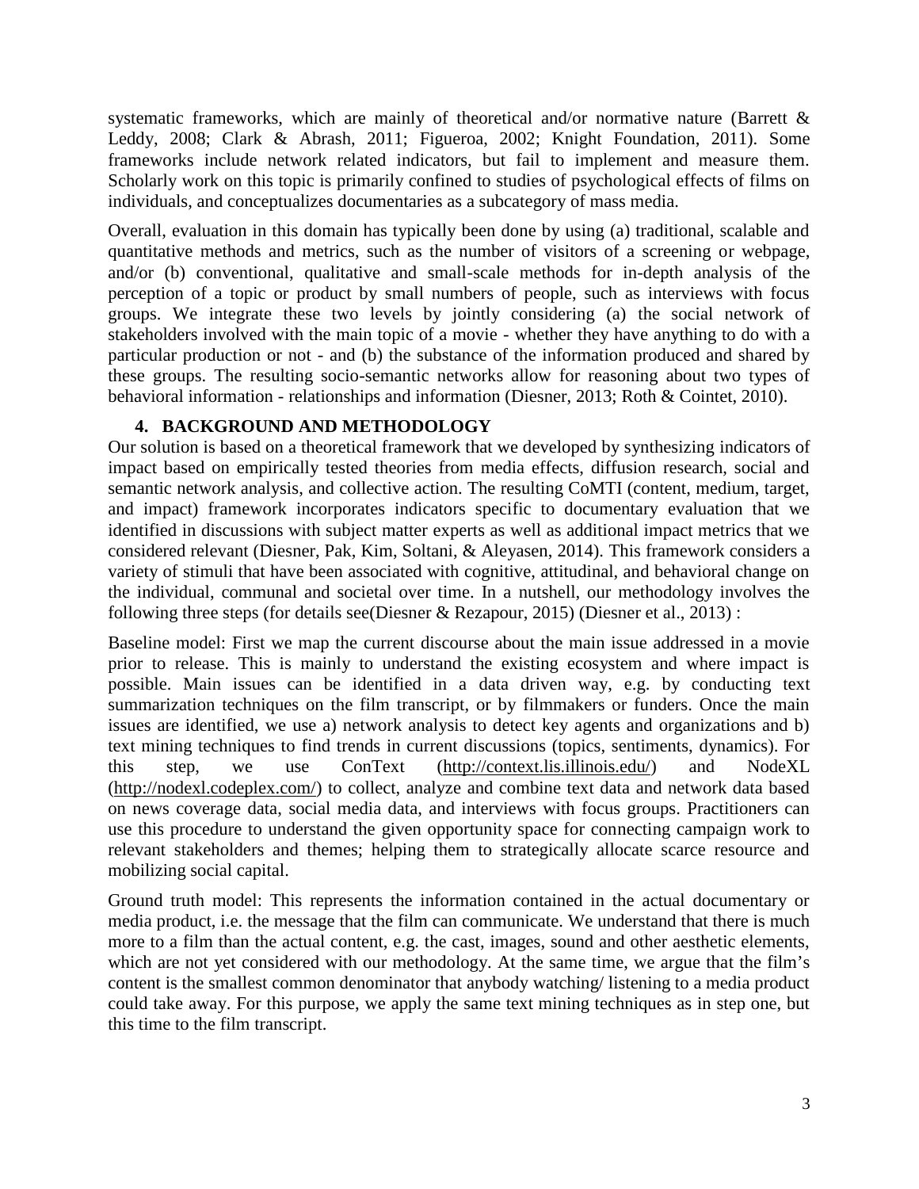systematic frameworks, which are mainly of theoretical and/or normative nature (Barrett & Leddy, 2008; Clark & Abrash, 2011; Figueroa, 2002; Knight Foundation, 2011). Some frameworks include network related indicators, but fail to implement and measure them. Scholarly work on this topic is primarily confined to studies of psychological effects of films on individuals, and conceptualizes documentaries as a subcategory of mass media.

Overall, evaluation in this domain has typically been done by using (a) traditional, scalable and quantitative methods and metrics, such as the number of visitors of a screening or webpage, and/or (b) conventional, qualitative and small-scale methods for in-depth analysis of the perception of a topic or product by small numbers of people, such as interviews with focus groups. We integrate these two levels by jointly considering (a) the social network of stakeholders involved with the main topic of a movie - whether they have anything to do with a particular production or not - and (b) the substance of the information produced and shared by these groups. The resulting socio-semantic networks allow for reasoning about two types of behavioral information - relationships and information (Diesner, 2013; Roth & Cointet, 2010).

## 4. BACKGROUND AND METHODOLOGY

Our solution is based on a theoretical framework that we developed by synthesizing indicators of impact based on empirically tested theories from media effects, diffusion research, social and semantic network analysis, and collective action. The resulting CoMTI (content, medium, target, and impact) framework incorporates indicators specific to documentary evaluation that we identified in discussions with subject matter experts as well as additional impact metrics that we considered relevant (Diesner, Pak, Kim, Soltani, & Aleyasen, 2014). This framework considers a variety of stimuli that have been associated with cognitive, attitudinal, and behavioral change on the individual, communal and societal over time. In a nutshell, our methodology involves the following three steps (for details see(Diesner & Rezapour, 2015) (Diesner et al., 2013) :

Baseline model: First we map the current discourse about the main issue addressed in a movie prior to release. This is mainly to understand the existing ecosystem and where impact is possible. Main issues can be identified in a data driven way, e.g. by conducting text summarization techniques on the film transcript, or by filmmakers or funders. Once the main issues are identified, we use a) network analysis to detect key agents and organizations and b) text mining techniques to find trends in current discussions (topics, sentiments, dynamics). For this step, we use ConText (http://context.lis.illinois.edu/) and NodeXL (http://nodexl.codeplex.com/) to collect, analyze and combine text data and network data based on news coverage data, social media data, and interviews with focus groups. Practitioners can use this procedure to understand the given opportunity space for connecting campaign work to relevant stakeholders and themes; helping them to strategically allocate scarce resource and mobilizing social capital.

Ground truth model: This represents the information contained in the actual documentary or media product, i.e. the message that the film can communicate. We understand that there is much more to a film than the actual content, e.g. the cast, images, sound and other aesthetic elements, which are not yet considered with our methodology. At the same time, we argue that the film's content is the smallest common denominator that anybody watching/ listening to a media product could take away. For this purpose, we apply the same text mining techniques as in step one, but this time to the film transcript.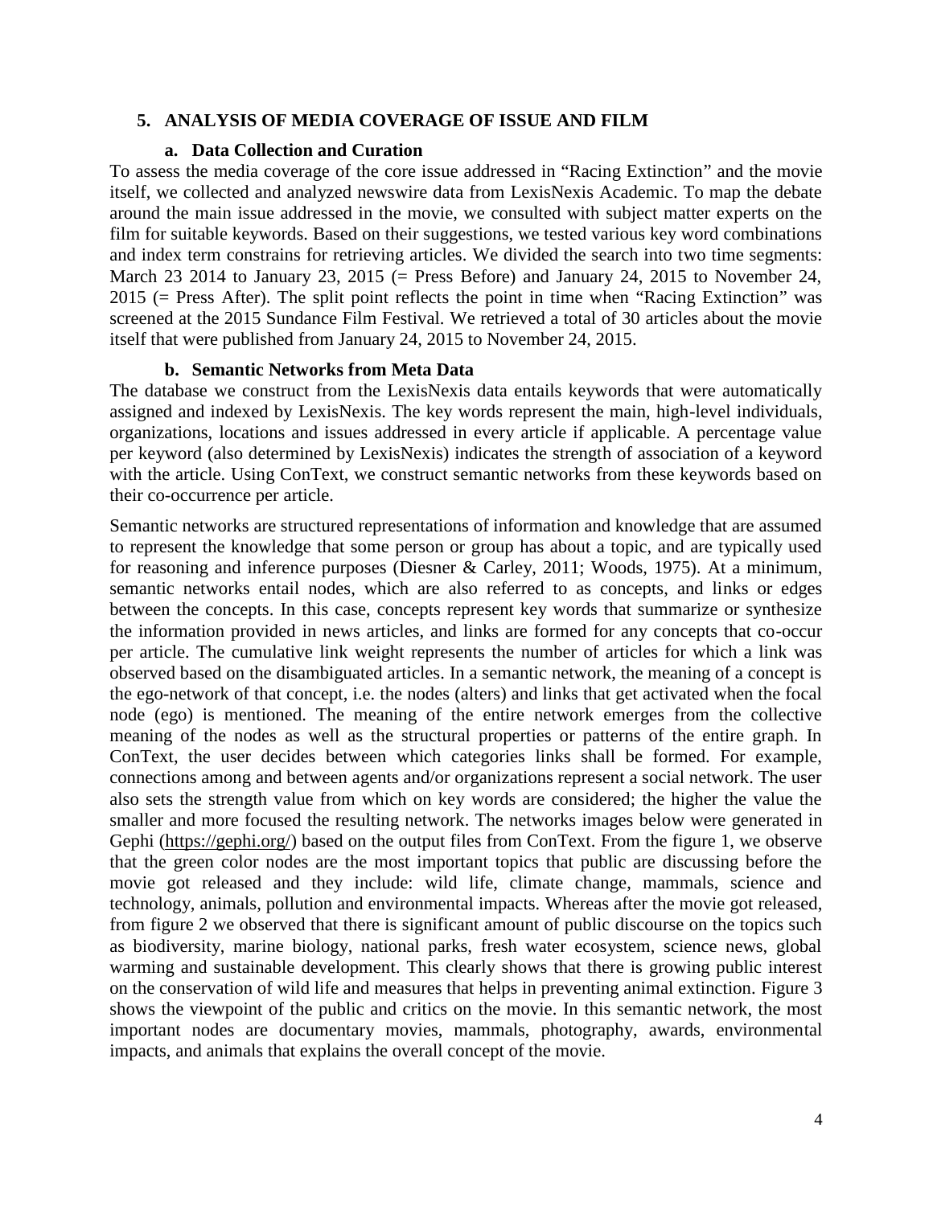## 5. ANALYSIS OF MEDIA COVERAGE OF ISSUE AND FILM

### a. Data Collection and Curation

To assess the media coverage of the core issue addressed in "Racing Extinction" and the movie itself, we collected and analyzed newswire data from LexisNexis Academic. To map the debate around the main issue addressed in the movie, we consulted with subject matter experts on the film for suitable keywords. Based on their suggestions, we tested various key word combinations and index term constrains for retrieving articles. We divided the search into two time segments: March 23 2014 to January 23, 2015 (= Press Before) and January 24, 2015 to November 24, 2015 (= Press After). The split point reflects the point in time when "Racing Extinction" was screened at the 2015 Sundance Film Festival. We retrieved a total of 30 articles about the movie itself that were published from January 24, 2015 to November 24, 2015.

### b. Semantic Networks from Meta Data

The database we construct from the LexisNexis data entails keywords that were automatically assigned and indexed by LexisNexis. The key words represent the main, high-level individuals, organizations, locations and issues addressed in every article if applicable. A percentage value per keyword (also determined by LexisNexis) indicates the strength of association of a keyword with the article. Using ConText, we construct semantic networks from these keywords based on their co-occurrence per article.

Semantic networks are structured representations of information and knowledge that are assumed to represent the knowledge that some person or group has about a topic, and are typically used for reasoning and inference purposes (Diesner & Carley, 2011; Woods, 1975). At a minimum, semantic networks entail nodes, which are also referred to as concepts, and links or edges between the concepts. In this case, concepts represent key words that summarize or synthesize the information provided in news articles, and links are formed for any concepts that co-occur per article. The cumulative link weight represents the number of articles for which a link was observed based on the disambiguated articles. In a semantic network, the meaning of a concept is the ego-network of that concept, i.e. the nodes (alters) and links that get activated when the focal node (ego) is mentioned. The meaning of the entire network emerges from the collective meaning of the nodes as well as the structural properties or patterns of the entire graph. In ConText, the user decides between which categories links shall be formed. For example, connections among and between agents and/or organizations represent a social network. The user also sets the strength value from which on key words are considered; the higher the value the smaller and more focused the resulting network. The networks images below were generated in Gephi (https://gephi.org/) based on the output files from ConText. From the figure 1, we observe that the green color nodes are the most important topics that public are discussing before the movie got released and they include: wild life, climate change, mammals, science and technology, animals, pollution and environmental impacts. Whereas after the movie got released, from figure 2 we observed that there is significant amount of public discourse on the topics such as biodiversity, marine biology, national parks, fresh water ecosystem, science news, global warming and sustainable development. This clearly shows that there is growing public interest on the conservation of wild life and measures that helps in preventing animal extinction. Figure 3 shows the viewpoint of the public and critics on the movie. In this semantic network, the most important nodes are documentary movies, mammals, photography, awards, environmental impacts, and animals that explains the overall concept of the movie.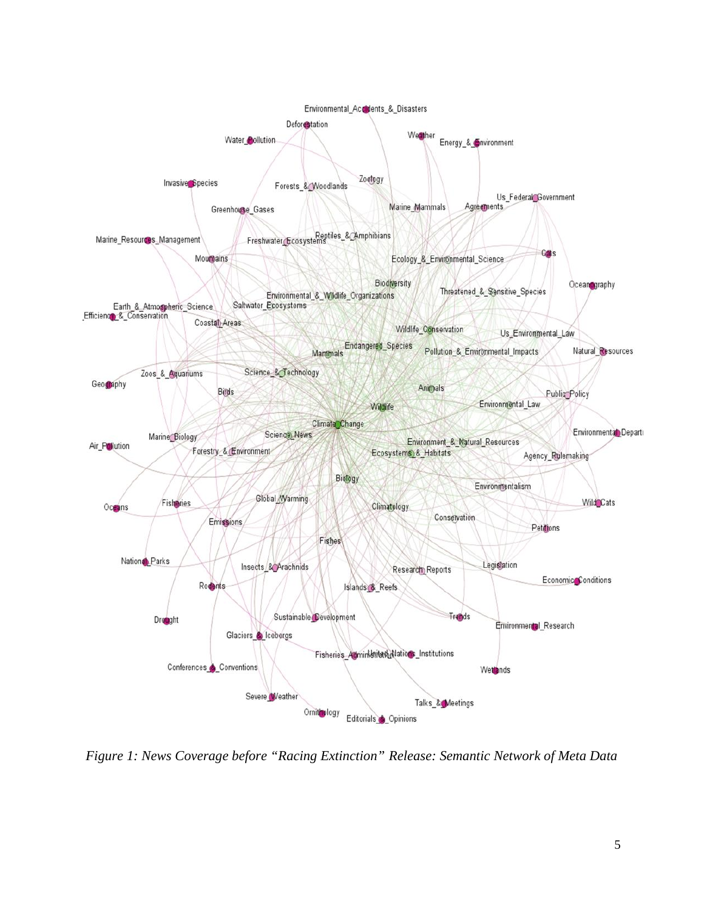*Figure 1: News Coverage before "Racing Extinction" Release: Semantic Network of Meta Data*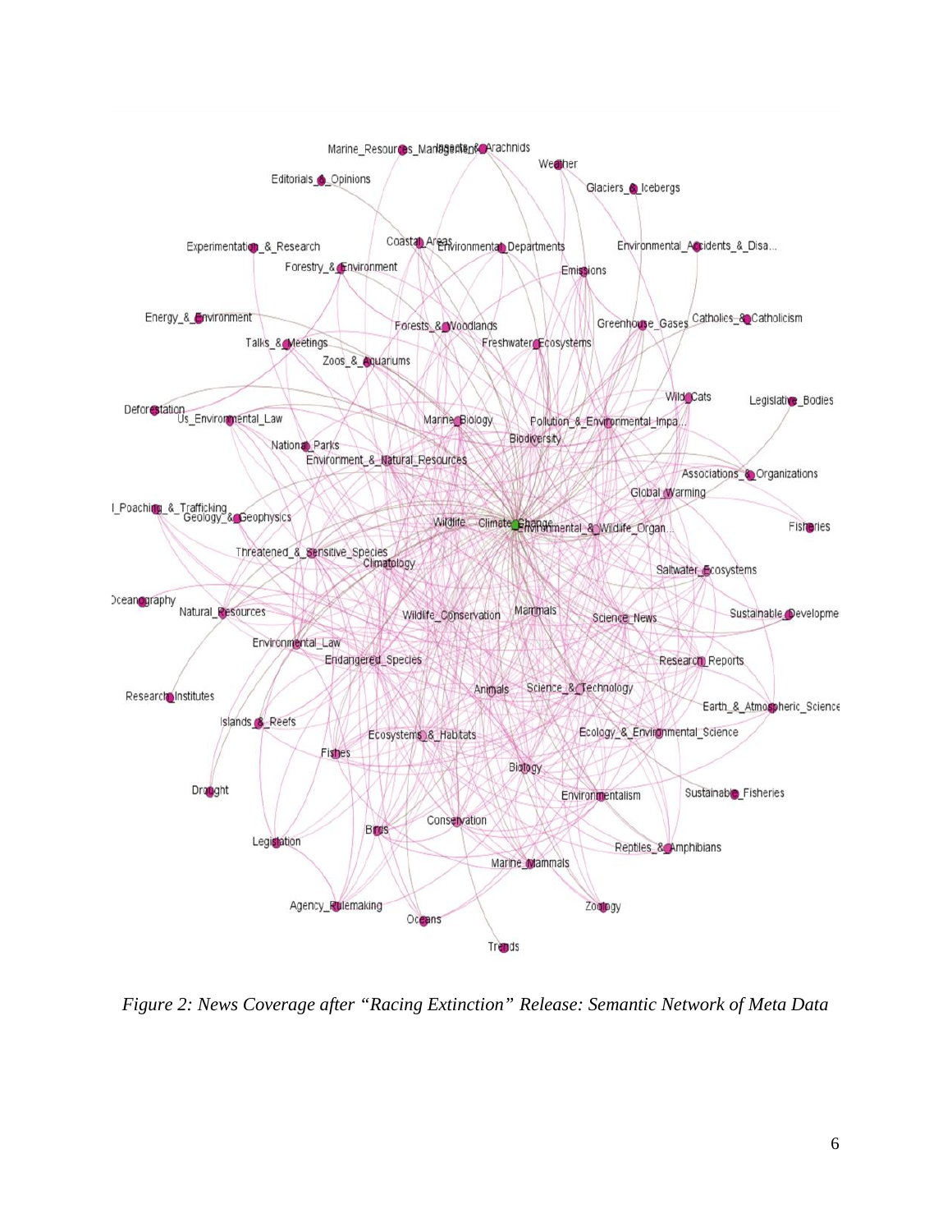*Figure 2: News Coverage after "Racing Extinction" Release: Semantic Network of Meta Data*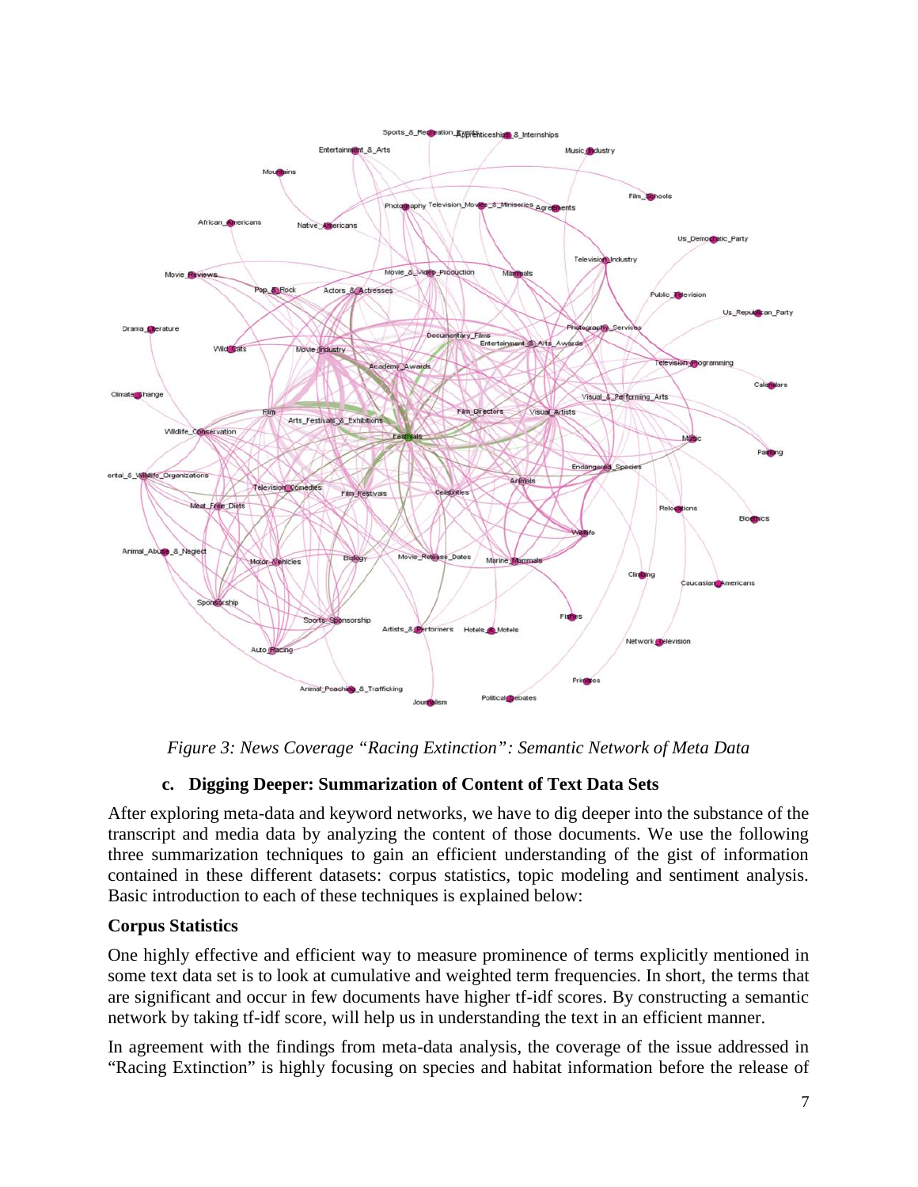*Figure 3: News Coverage "Racing Extinction": Semantic Network of Meta Data*

### c. Digging Deeper: Summarization of Content of Text Data Sets

After exploring meta-data and keyword networks, we have to dig deeper into the substance of the transcript and media data by analyzing the content of those documents. We use the following three summarization techniques to gain an efficient understanding of the gist of information contained in these different datasets: corpus statistics, topic modeling and sentiment analysis. Basic introduction to each of these techniques is explained below:

**Corpus Statistics**

One highly effective and efficient way to measure prominence of terms explicitly mentioned in some text data set is to look at cumulative and weighted term frequencies. In short, the terms that are significant and occur in few documents have higher tf-idf scores. By constructing a semantic network by taking tf-idf score, will help us in understanding the text in an efficient manner.

In agreement with the findings from meta-data analysis, the coverage of the issue addressed in "Racing Extinction" is highly focusing on species and habitat information before the release of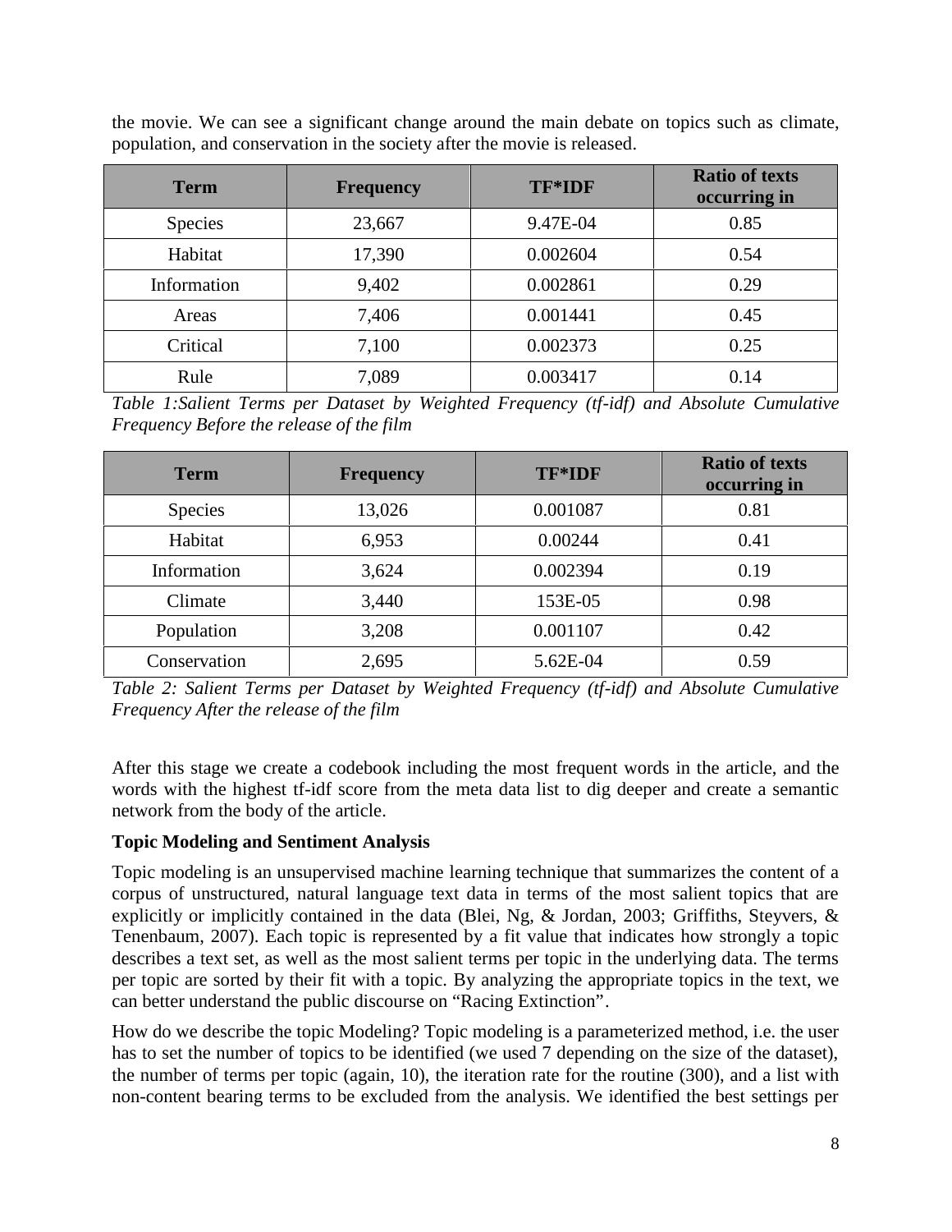the movie. We can see a significant change around the main debate on topics such as climate, population, and conservation in the society after the movie is released.

| Term | Frequency | TF*IDF | Ratio of texts occurring in |
|---|---|---|---|
| Species | 23,667 | 9.47E-04 | 0.85 |
| Habitat | 17,390 | 0.002604 | 0.54 |
| Information | 9,402 | 0.002861 | 0.29 |
| Areas | 7,406 | 0.001441 | 0.45 |
| Critical | 7,100 | 0.002373 | 0.25 |
| Rule | 7,089 | 0.003417 | 0.14 |

*Table 1:Salient Terms per Dataset by Weighted Frequency (tf-idf) and Absolute Cumulative Frequency Before the release of the film*

| Term | Frequency | TF*IDF | Ratio of texts occurring in |
|---|---|---|---|
| Species | 13,026 | 0.001087 | 0.81 |
| Habitat | 6,953 | 0.00244 | 0.41 |
| Information | 3,624 | 0.002394 | 0.19 |
| Climate | 3,440 | 153E-05 | 0.98 |
| Population | 3,208 | 0.001107 | 0.42 |
| Conservation | 2,695 | 5.62E-04 | 0.59 |

*Table 2: Salient Terms per Dataset by Weighted Frequency (tf-idf) and Absolute Cumulative Frequency After the release of the film*

After this stage we create a codebook including the most frequent words in the article, and the words with the highest tf-idf score from the meta data list to dig deeper and create a semantic network from the body of the article.

**Topic Modeling and Sentiment Analysis**

Topic modeling is an unsupervised machine learning technique that summarizes the content of a corpus of unstructured, natural language text data in terms of the most salient topics that are explicitly or implicitly contained in the data (Blei, Ng, & Jordan, 2003; Griffiths, Steyvers, & Tenenbaum, 2007). Each topic is represented by a fit value that indicates how strongly a topic describes a text set, as well as the most salient terms per topic in the underlying data. The terms per topic are sorted by their fit with a topic. By analyzing the appropriate topics in the text, we can better understand the public discourse on "Racing Extinction".

How do we describe the topic Modeling? Topic modeling is a parameterized method, i.e. the user has to set the number of topics to be identified (we used 7 depending on the size of the dataset), the number of terms per topic (again, 10), the iteration rate for the routine (300), and a list with non-content bearing terms to be excluded from the analysis. We identified the best settings per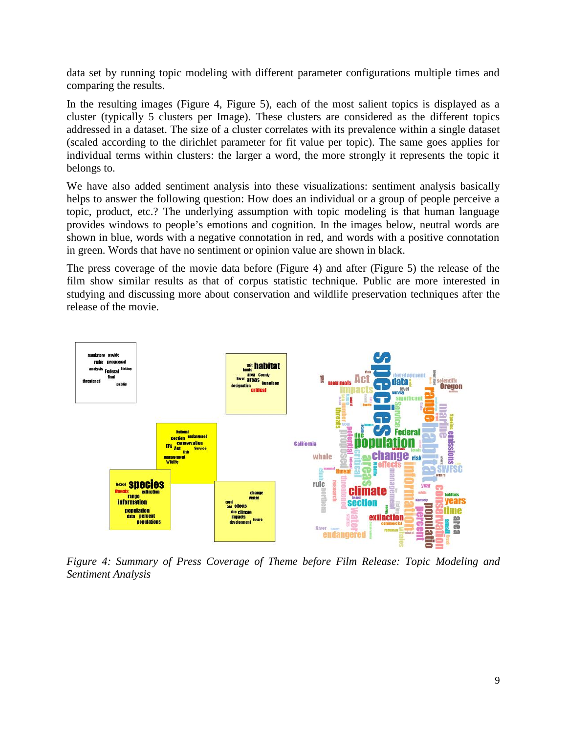data set by running topic modeling with different parameter configurations multiple times and comparing the results.

In the resulting images (Figure 4, Figure 5), each of the most salient topics is displayed as a cluster (typically 5 clusters per Image). These clusters are considered as the different topics addressed in a dataset. The size of a cluster correlates with its prevalence within a single dataset (scaled according to the dirichlet parameter for fit value per topic). The same goes applies for individual terms within clusters: the larger a word, the more strongly it represents the topic it belongs to.

We have also added sentiment analysis into these visualizations: sentiment analysis basically helps to answer the following question: How does an individual or a group of people perceive a topic, product, etc.? The underlying assumption with topic modeling is that human language provides windows to people's emotions and cognition. In the images below, neutral words are shown in blue, words with a negative connotation in red, and words with a positive connotation in green. Words that have no sentiment or opinion value are shown in black.

The press coverage of the movie data before (Figure 4) and after (Figure 5) the release of the film show similar results as that of corpus statistic technique. Public are more interested in studying and discussing more about conservation and wildlife preservation techniques after the release of the movie.

*Figure 4: Summary of Press Coverage of Theme before Film Release: Topic Modeling and Sentiment Analysis*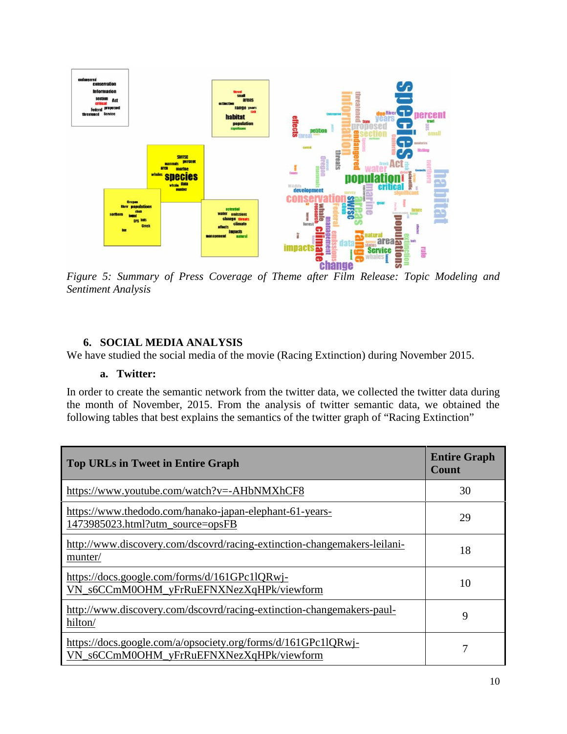*Figure 5: Summary of Press Coverage of Theme after Film Release: Topic Modeling and Sentiment Analysis*

## 6. SOCIAL MEDIA ANALYSIS

We have studied the social media of the movie (Racing Extinction) during November 2015.

### a. Twitter:

In order to create the semantic network from the twitter data, we collected the twitter data during the month of November, 2015. From the analysis of twitter semantic data, we obtained the following tables that best explains the semantics of the twitter graph of "Racing Extinction"

| Top URLs in Tweet in Entire Graph | Entire Graph Count |
|---|---|
| https://www.youtube.com/watch?v=-AHbNMXhCF8 | 30 |
| https://www.thedodo.com/hanako-japan-elephant-61-years-1473985023.html?utm_source=opsFB | 29 |
| http://www.discovery.com/dscovrd/racing-extinction-changemakers-leilani-munter/ | 18 |
| https://docs.google.com/forms/d/161GPc1lQRwj-VN_s6CCmM0OHM_yFrRuEFNXNezXqHPk/viewform | 10 |
| http://www.discovery.com/dscovrd/racing-extinction-changemakers-paul-hilton/ | 9 |
| https://docs.google.com/a/opsociety.org/forms/d/161GPc1lQRwj-VN_s6CCmM0OHM_yFrRuEFNXNezXqHPk/viewform | 7 |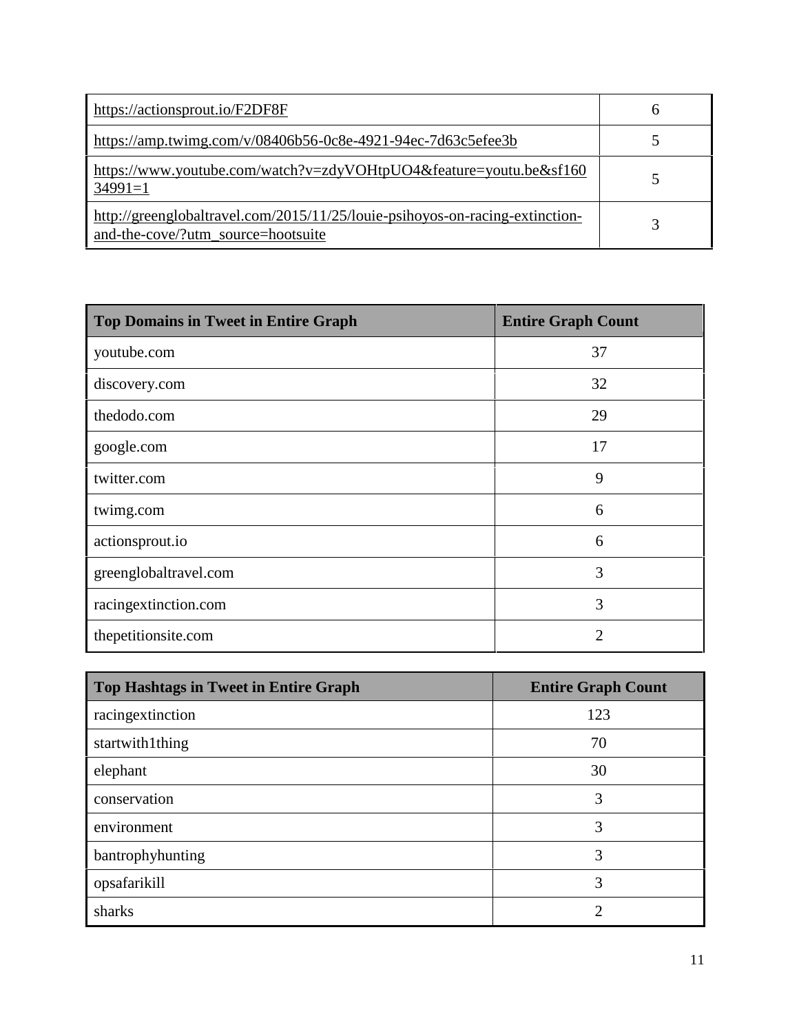| | |
|---|---|
| https://actionsprout.io/F2DF8F | 6 |
| https://amp.twimg.com/v/08406b56-0c8e-4921-94ec-7d63c5efee3b | 5 |
| https://www.youtube.com/watch?v=zdyVOHtpUO4&feature=youtu.be&sf16034991=1 | 5 |
| http://greenglobaltravel.com/2015/11/25/louie-psihoyos-on-racing-extinction-and-the-cove/?utm_source=hootsuite | 3 |

| Top Domains in Tweet in Entire Graph | Entire Graph Count |
|---|---|
| youtube.com | 37 |
| discovery.com | 32 |
| thedodo.com | 29 |
| google.com | 17 |
| twitter.com | 9 |
| twimg.com | 6 |
| actionsprout.io | 6 |
| greenglobaltravel.com | 3 |
| racingextinction.com | 3 |
| thepetitionsite.com | 2 |

| Top Hashtags in Tweet in Entire Graph | Entire Graph Count |
|---|---|
| racingextinction | 123 |
| startwith1thing | 70 |
| elephant | 30 |
| conservation | 3 |
| environment | 3 |
| bantrophyhunting | 3 |
| opsafarikill | 3 |
| sharks | 2 |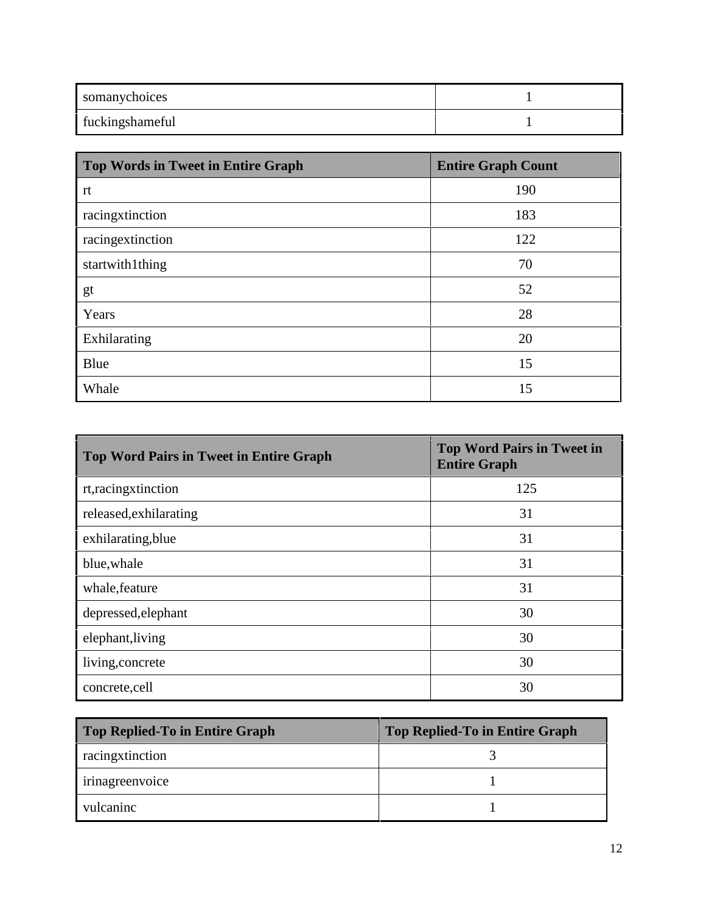| | |
|---|---|
| somanychoices | 1 |
| fuckingshameful | 1 |

| Top Words in Tweet in Entire Graph | Entire Graph Count |
|---|---|
| rt | 190 |
| racingxtinction | 183 |
| racingextinction | 122 |
| startwith1thing | 70 |
| gt | 52 |
| Years | 28 |
| Exhilarating | 20 |
| Blue | 15 |
| Whale | 15 |

| Top Word Pairs in Tweet in Entire Graph | Top Word Pairs in Tweet in Entire Graph |
|---|---|
| rt,racingxtinction | 125 |
| released,exhilarating | 31 |
| exhilarating,blue | 31 |
| blue,whale | 31 |
| whale,feature | 31 |
| depressed,elephant | 30 |
| elephant,living | 30 |
| living,concrete | 30 |
| concrete,cell | 30 |

| Top Replied-To in Entire Graph | Top Replied-To in Entire Graph |
|---|---|
| racingxtinction | 3 |
| irinagreenvoice | 1 |
| vulcaninc | 1 |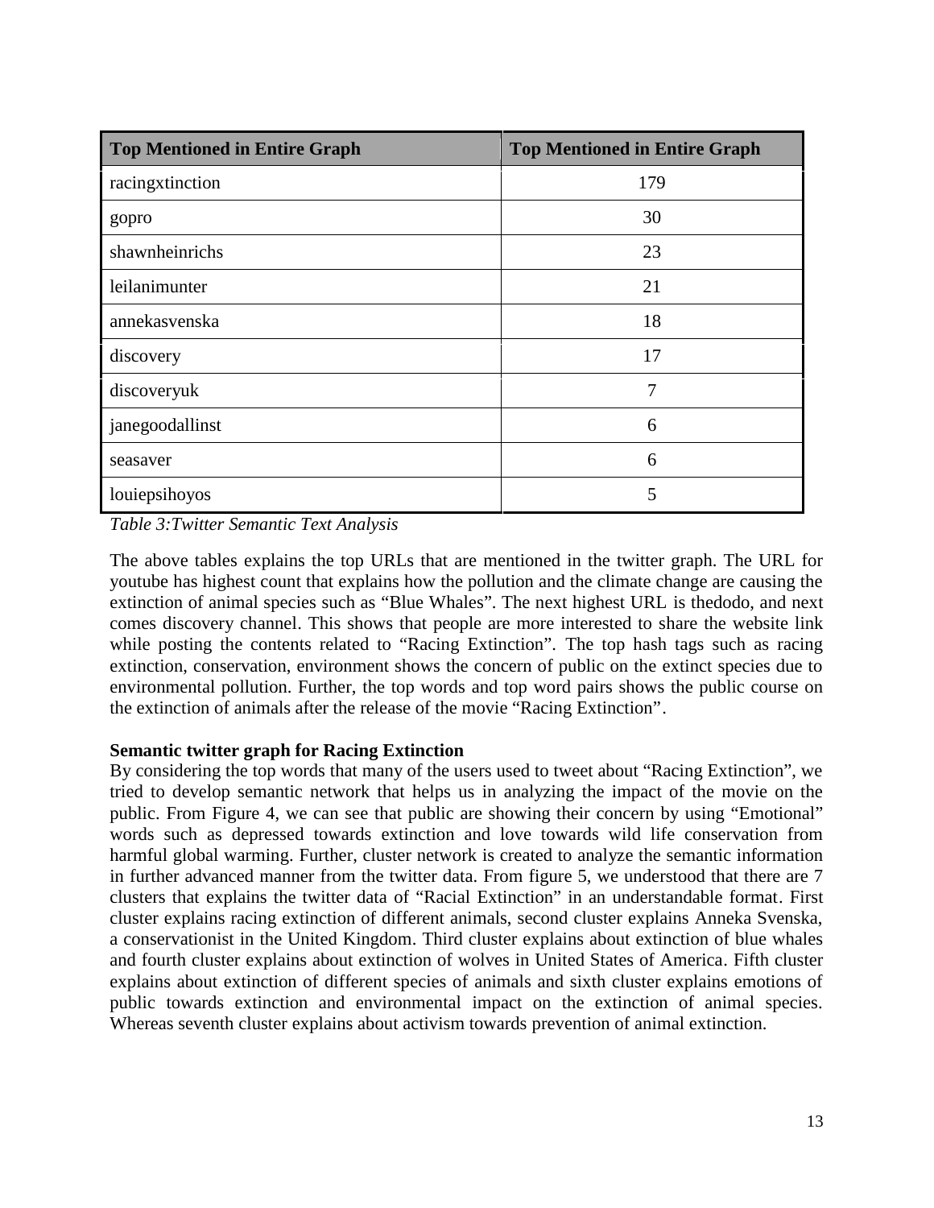| Top Mentioned in Entire Graph | Top Mentioned in Entire Graph |
|---|---|
| racingxtinction | 179 |
| gopro | 30 |
| shawnheinrichs | 23 |
| leilanimunter | 21 |
| annekasvenska | 18 |
| discovery | 17 |
| discoveryuk | 7 |
| janegoodallinst | 6 |
| seasaver | 6 |
| louiepsihoyos | 5 |

*Table 3:Twitter Semantic Text Analysis*

The above tables explains the top URLs that are mentioned in the twitter graph. The URL for youtube has highest count that explains how the pollution and the climate change are causing the extinction of animal species such as "Blue Whales". The next highest URL is thedodo, and next comes discovery channel. This shows that people are more interested to share the website link while posting the contents related to "Racing Extinction". The top hash tags such as racing extinction, conservation, environment shows the concern of public on the extinct species due to environmental pollution. Further, the top words and top word pairs shows the public course on the extinction of animals after the release of the movie "Racing Extinction".

**Semantic twitter graph for Racing Extinction**

By considering the top words that many of the users used to tweet about "Racing Extinction", we tried to develop semantic network that helps us in analyzing the impact of the movie on the public. From Figure 4, we can see that public are showing their concern by using "Emotional" words such as depressed towards extinction and love towards wild life conservation from harmful global warming. Further, cluster network is created to analyze the semantic information in further advanced manner from the twitter data. From figure 5, we understood that there are 7 clusters that explains the twitter data of "Racial Extinction" in an understandable format. First cluster explains racing extinction of different animals, second cluster explains Anneka Svenska, a conservationist in the United Kingdom. Third cluster explains about extinction of blue whales and fourth cluster explains about extinction of wolves in United States of America. Fifth cluster explains about extinction of different species of animals and sixth cluster explains emotions of public towards extinction and environmental impact on the extinction of animal species. Whereas seventh cluster explains about activism towards prevention of animal extinction.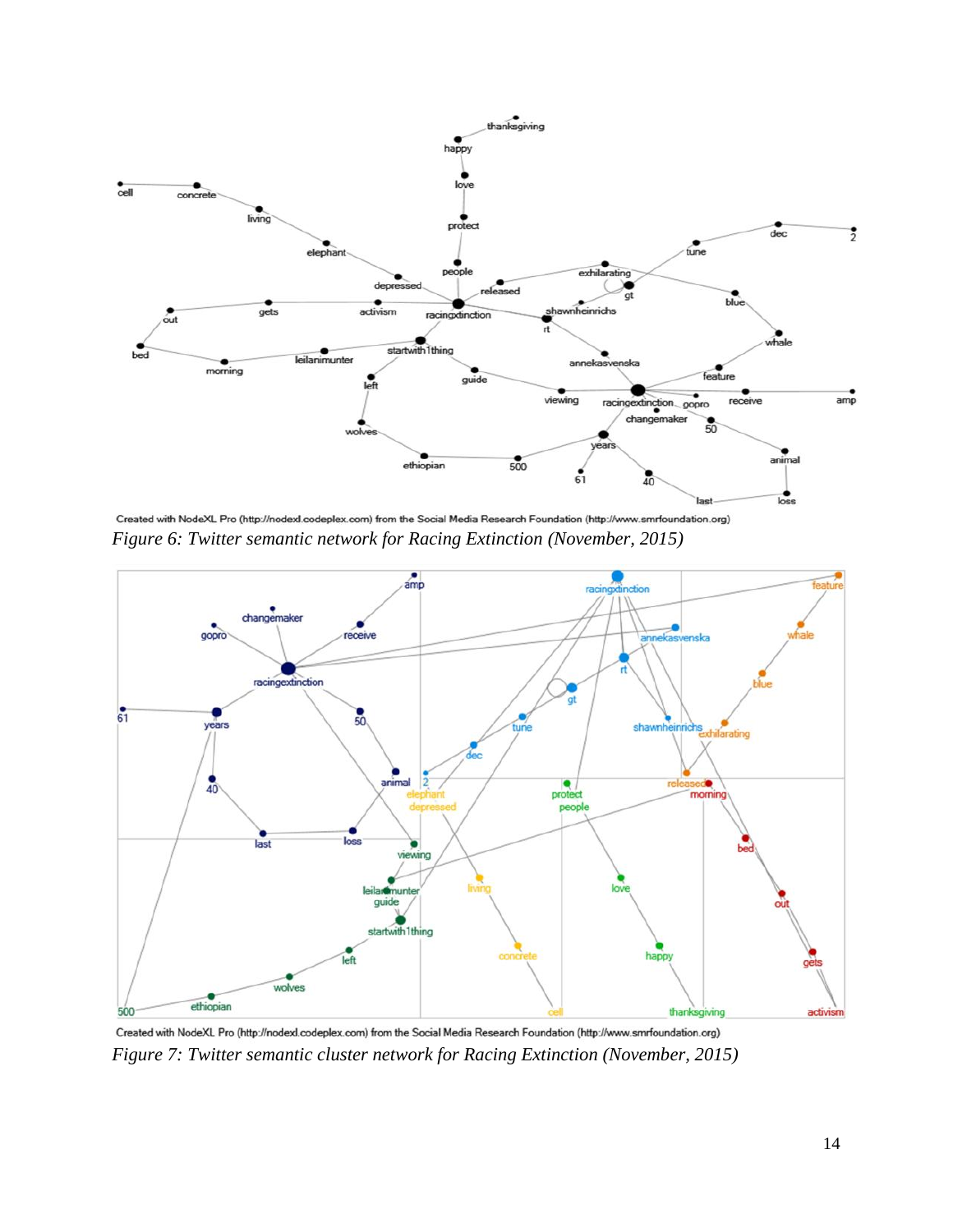Created with NodeXL Pro (http://nodexl.codeplex.com) from the Social Media Research Foundation (http://www.smrfoundation.org)

*Figure 6: Twitter semantic network for Racing Extinction (November, 2015)*

Created with NodeXL Pro (http://nodexl.codeplex.com) from the Social Media Research Foundation (http://www.smrfoundation.org)

*Figure 7: Twitter semantic cluster network for Racing Extinction (November, 2015)*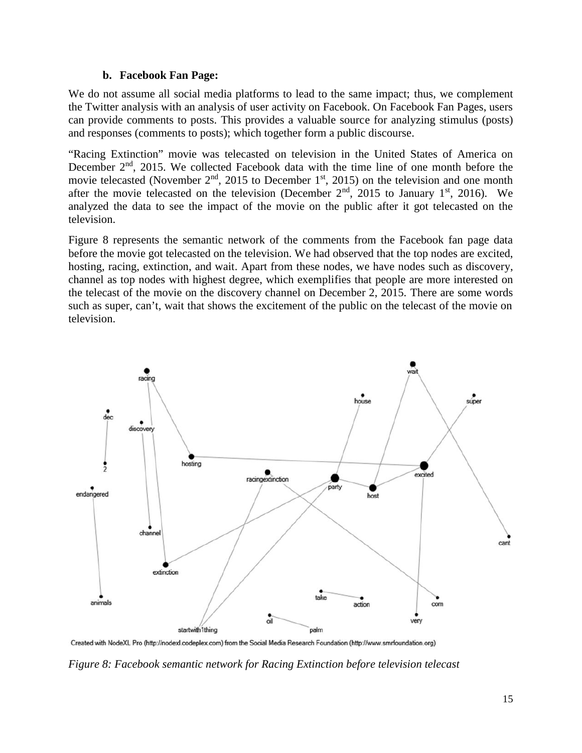**b. Facebook Fan Page:**

We do not assume all social media platforms to lead to the same impact; thus, we complement the Twitter analysis with an analysis of user activity on Facebook. On Facebook Fan Pages, users can provide comments to posts. This provides a valuable source for analyzing stimulus (posts) and responses (comments to posts); which together form a public discourse.

"Racing Extinction" movie was telecasted on television in the United States of America on December 2[nd], 2015. We collected Facebook data with the time line of one month before the movie telecasted (November 2[nd], 2015 to December 1[st], 2015) on the television and one month after the movie telecasted on the television (December 2[nd], 2015 to January 1[st], 2016). We analyzed the data to see the impact of the movie on the public after it got telecasted on the television.

Figure 8 represents the semantic network of the comments from the Facebook fan page data before the movie got telecasted on the television. We had observed that the top nodes are excited, hosting, racing, extinction, and wait. Apart from these nodes, we have nodes such as discovery, channel as top nodes with highest degree, which exemplifies that people are more interested on the telecast of the movie on the discovery channel on December 2, 2015. There are some words such as super, can't, wait that shows the excitement of the public on the telecast of the movie on television.

Created with NodeXL Pro (http://nodexl.codeplex.com) from the Social Media Research Foundation (http://www.smrfoundation.org)

*Figure 8: Facebook semantic network for Racing Extinction before television telecast*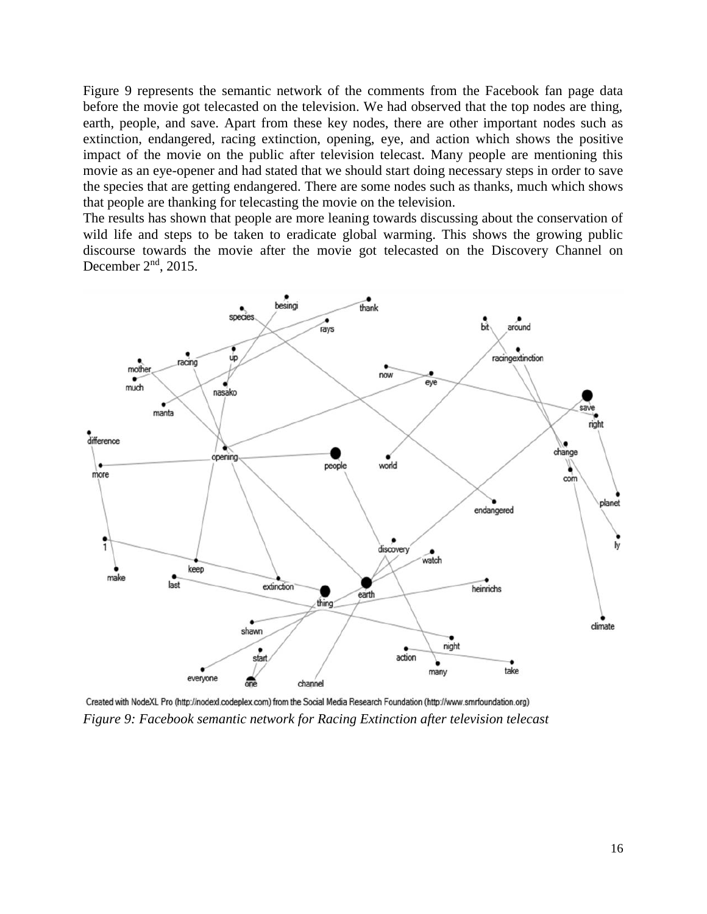Figure 9 represents the semantic network of the comments from the Facebook fan page data before the movie got telecasted on the television. We had observed that the top nodes are thing, earth, people, and save. Apart from these key nodes, there are other important nodes such as extinction, endangered, racing extinction, opening, eye, and action which shows the positive impact of the movie on the public after television telecast. Many people are mentioning this movie as an eye-opener and had stated that we should start doing necessary steps in order to save the species that are getting endangered. There are some nodes such as thanks, much which shows that people are thanking for telecasting the movie on the television.

The results has shown that people are more leaning towards discussing about the conservation of wild life and steps to be taken to eradicate global warming. This shows the growing public discourse towards the movie after the movie got telecasted on the Discovery Channel on December 2nd, 2015.

Created with NodeXL Pro (http://nodexl.codeplex.com) from the Social Media Research Foundation (http://www.smrfoundation.org)

*Figure 9: Facebook semantic network for Racing Extinction after television telecast*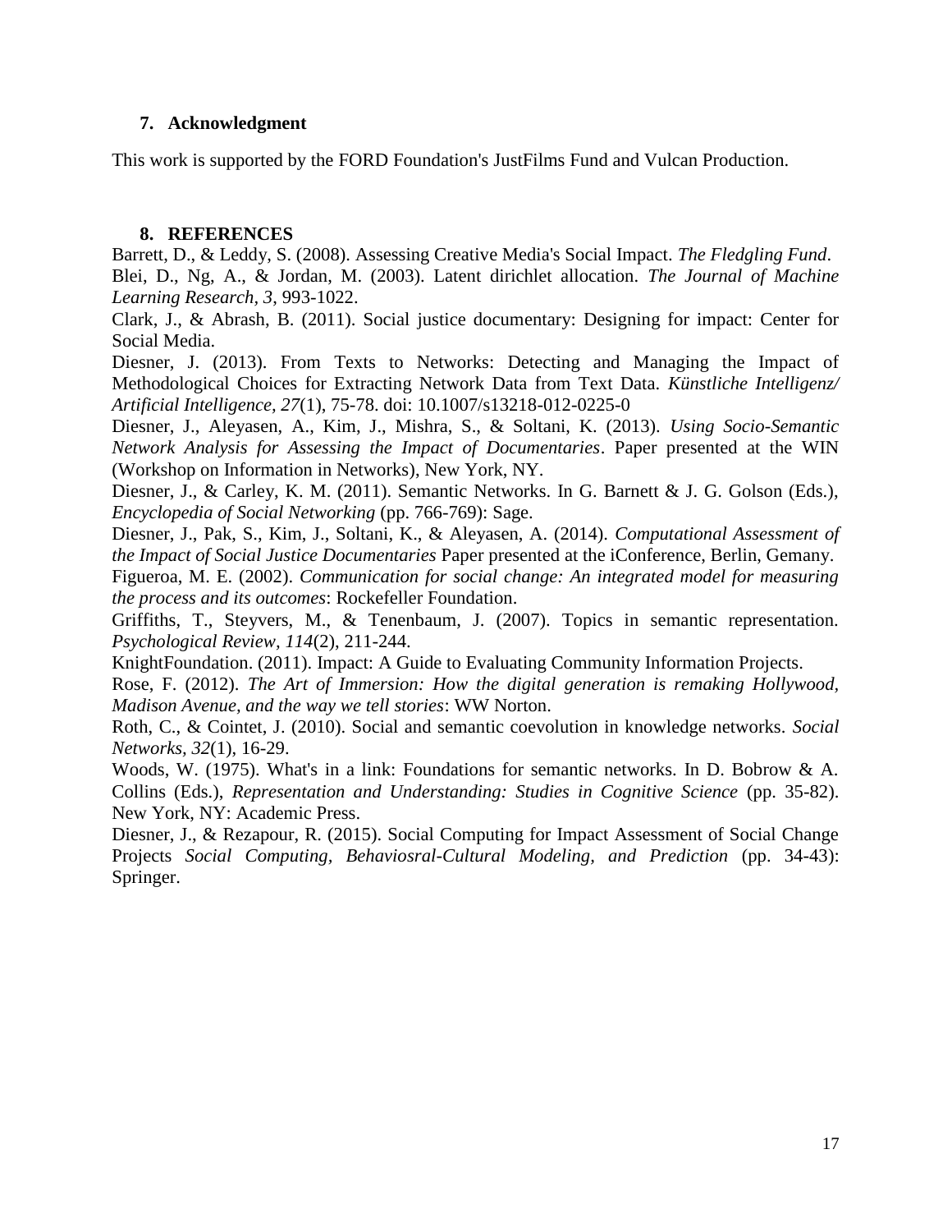## 7. Acknowledgment

This work is supported by the FORD Foundation's JustFilms Fund and Vulcan Production.

## 8. REFERENCES

Barrett, D., & Leddy, S. (2008). Assessing Creative Media's Social Impact. *The Fledgling Fund*.

Blei, D., Ng, A., & Jordan, M. (2003). Latent dirichlet allocation. *The Journal of Machine Learning Research, 3*, 993-1022.

Clark, J., & Abrash, B. (2011). Social justice documentary: Designing for impact: Center for Social Media.

Diesner, J. (2013). From Texts to Networks: Detecting and Managing the Impact of Methodological Choices for Extracting Network Data from Text Data. *Künstliche Intelligenz/ Artificial Intelligence, 27*(1), 75-78. doi: 10.1007/s13218-012-0225-0

Diesner, J., Aleyasen, A., Kim, J., Mishra, S., & Soltani, K. (2013). *Using Socio-Semantic Network Analysis for Assessing the Impact of Documentaries*. Paper presented at the WIN (Workshop on Information in Networks), New York, NY.

Diesner, J., & Carley, K. M. (2011). Semantic Networks. In G. Barnett & J. G. Golson (Eds.), *Encyclopedia of Social Networking* (pp. 766-769): Sage.

Diesner, J., Pak, S., Kim, J., Soltani, K., & Aleyasen, A. (2014). *Computational Assessment of the Impact of Social Justice Documentaries* Paper presented at the iConference, Berlin, Gemany.

Figueroa, M. E. (2002). *Communication for social change: An integrated model for measuring the process and its outcomes*: Rockefeller Foundation.

Griffiths, T., Steyvers, M., & Tenenbaum, J. (2007). Topics in semantic representation. *Psychological Review, 114*(2), 211-244.

KnightFoundation. (2011). Impact: A Guide to Evaluating Community Information Projects.

Rose, F. (2012). *The Art of Immersion: How the digital generation is remaking Hollywood, Madison Avenue, and the way we tell stories*: WW Norton.

Roth, C., & Cointet, J. (2010). Social and semantic coevolution in knowledge networks. *Social Networks, 32*(1), 16-29.

Woods, W. (1975). What's in a link: Foundations for semantic networks. In D. Bobrow & A. Collins (Eds.), *Representation and Understanding: Studies in Cognitive Science* (pp. 35-82). New York, NY: Academic Press.

Diesner, J., & Rezapour, R. (2015). Social Computing for Impact Assessment of Social Change Projects *Social Computing, Behaviosral-Cultural Modeling, and Prediction* (pp. 34-43): Springer.